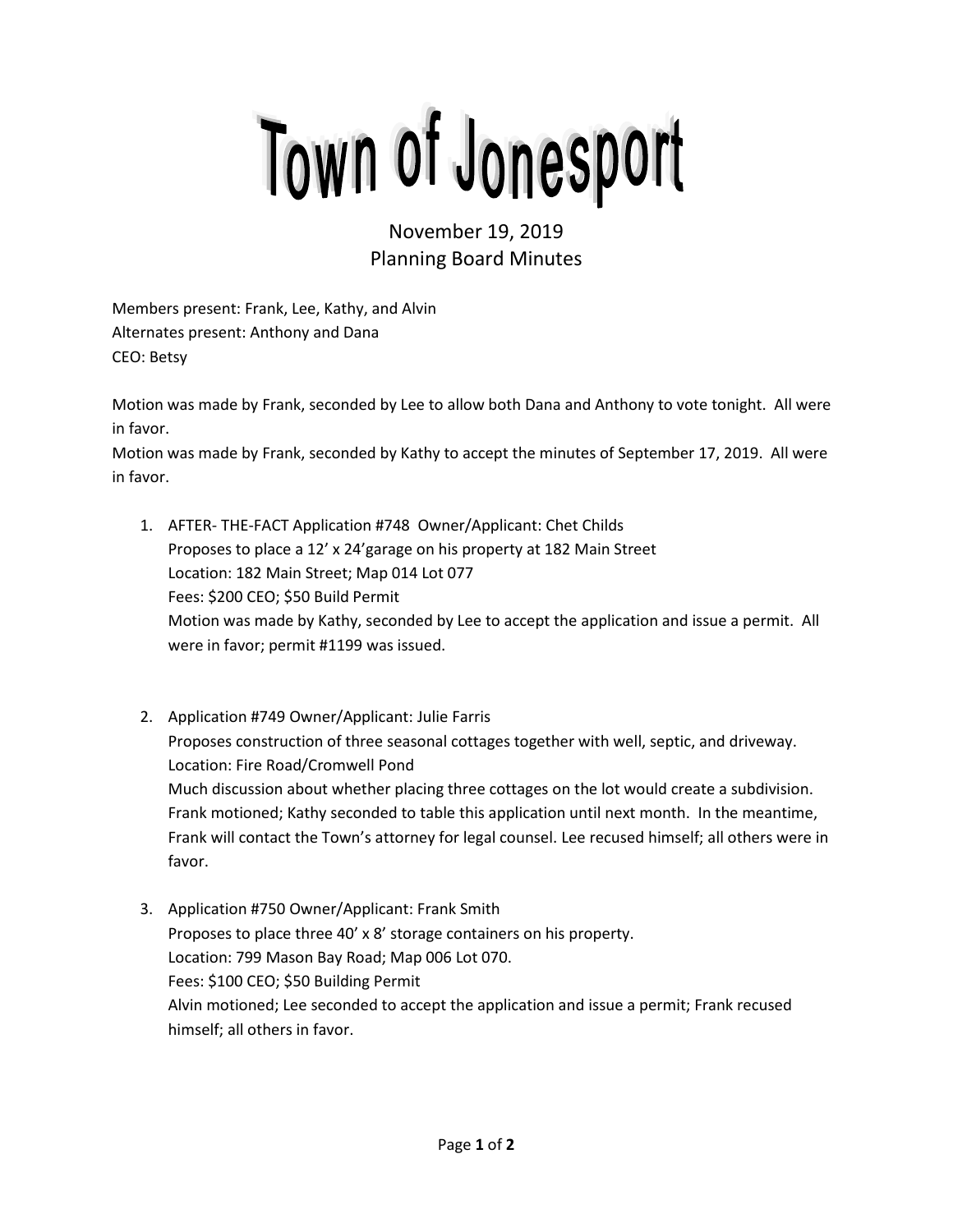# Town of Jonesport

## November 19, 2019
## Planning Board Minutes

Members present: Frank, Lee, Kathy, and Alvin
Alternates present: Anthony and Dana
CEO: Betsy

Motion was made by Frank, seconded by Lee to allow both Dana and Anthony to vote tonight. All were in favor.
Motion was made by Frank, seconded by Kathy to accept the minutes of September 17, 2019. All were in favor.

1. AFTER- THE-FACT Application #748 Owner/Applicant: Chet Childs
   Proposes to place a 12' x 24'garage on his property at 182 Main Street
   Location: 182 Main Street; Map 014 Lot 077
   Fees: $200 CEO; $50 Build Permit
   Motion was made by Kathy, seconded by Lee to accept the application and issue a permit. All were in favor; permit #1199 was issued.

2. Application #749 Owner/Applicant: Julie Farris
   Proposes construction of three seasonal cottages together with well, septic, and driveway.
   Location: Fire Road/Cromwell Pond
   Much discussion about whether placing three cottages on the lot would create a subdivision. Frank motioned; Kathy seconded to table this application until next month. In the meantime, Frank will contact the Town's attorney for legal counsel. Lee recused himself; all others were in favor.

3. Application #750 Owner/Applicant: Frank Smith
   Proposes to place three 40' x 8' storage containers on his property.
   Location: 799 Mason Bay Road; Map 006 Lot 070.
   Fees: $100 CEO; $50 Building Permit
   Alvin motioned; Lee seconded to accept the application and issue a permit; Frank recused himself; all others in favor.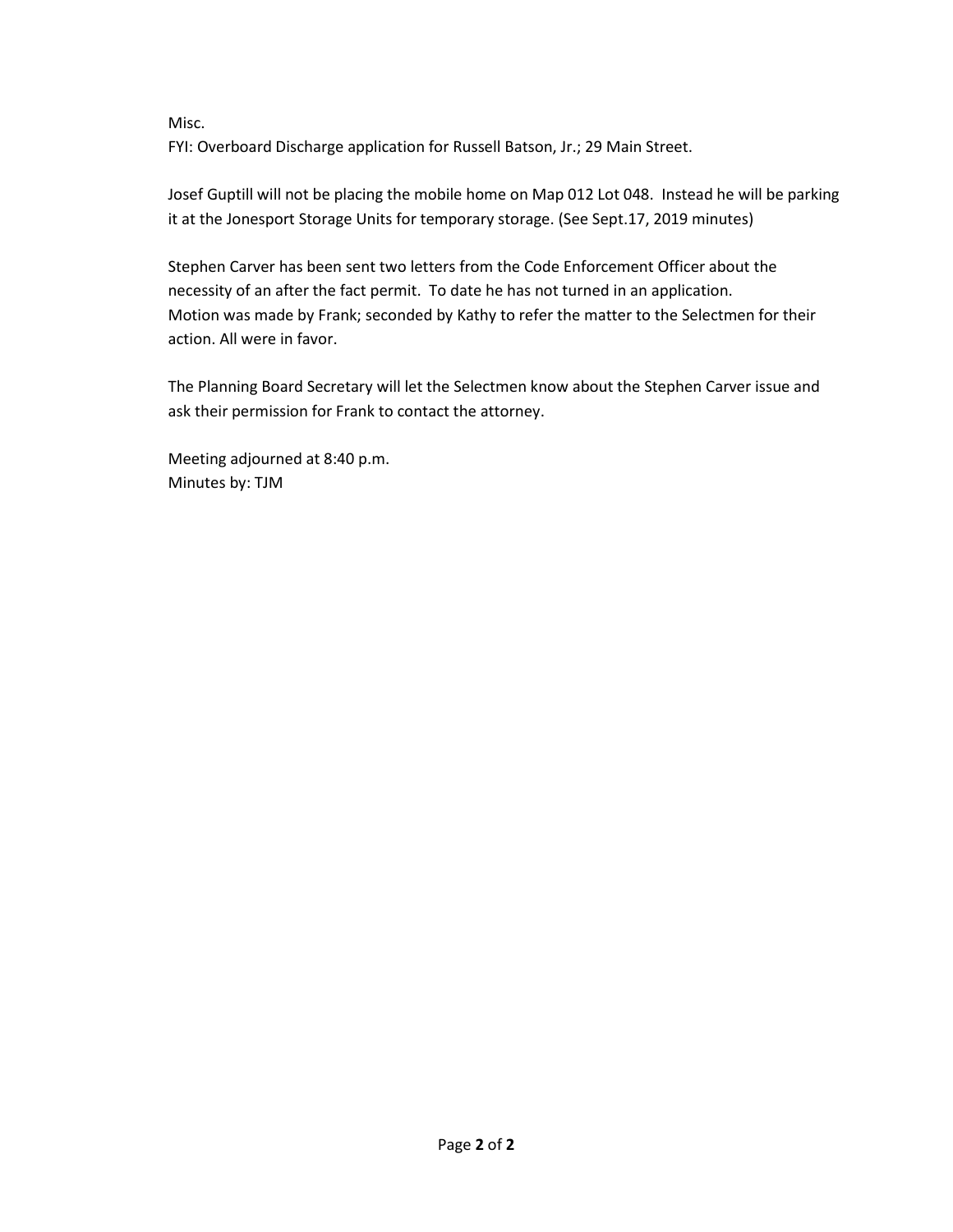Misc.
FYI: Overboard Discharge application for Russell Batson, Jr.; 29 Main Street.

Josef Guptill will not be placing the mobile home on Map 012 Lot 048. Instead he will be parking it at the Jonesport Storage Units for temporary storage. (See Sept.17, 2019 minutes)

Stephen Carver has been sent two letters from the Code Enforcement Officer about the necessity of an after the fact permit. To date he has not turned in an application.
Motion was made by Frank; seconded by Kathy to refer the matter to the Selectmen for their action. All were in favor.

The Planning Board Secretary will let the Selectmen know about the Stephen Carver issue and ask their permission for Frank to contact the attorney.

Meeting adjourned at 8:40 p.m.
Minutes by: TJM